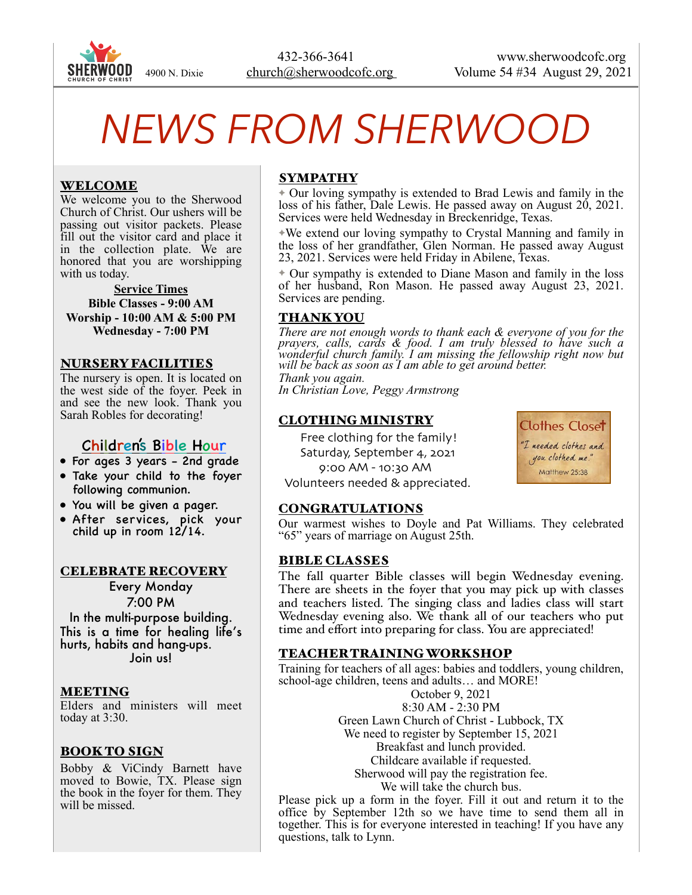SHERWOOD CHURCH OF CHRIST 4900 N. Dixie

432-366-3641
church@sherwoodcofc.org

www.sherwoodcofc.org
Volume 54 #34 August 29, 2021

# NEWS FROM SHERWOOD

## WELCOME

We welcome you to the Sherwood Church of Christ. Our ushers will be passing out visitor packets. Please fill out the visitor card and place it in the collection plate. We are honored that you are worshipping with us today.

**Service Times**
**Bible Classes - 9:00 AM**
**Worship - 10:00 AM & 5:00 PM**
**Wednesday - 7:00 PM**

## NURSERY FACILITIES

The nursery is open. It is located on the west side of the foyer. Peek in and see the new look. Thank you Sarah Robles for decorating!

## Children's Bible Hour

- For ages 3 years – 2nd grade
- Take your child to the foyer following communion.
- You will be given a pager.
- After services, pick your child up in room 12/14.

## CELEBRATE RECOVERY

Every Monday
7:00 PM
In the multi-purpose building.
This is a time for healing life's hurts, habits and hang-ups.
Join us!

## MEETING

Elders and ministers will meet today at 3:30.

## BOOK TO SIGN

Bobby & ViCindy Barnett have moved to Bowie, TX. Please sign the book in the foyer for them. They will be missed.

## SYMPATHY

✦ Our loving sympathy is extended to Brad Lewis and family in the loss of his father, Dale Lewis. He passed away on August 20, 2021. Services were held Wednesday in Breckenridge, Texas.

✦We extend our loving sympathy to Crystal Manning and family in the loss of her grandfather, Glen Norman. He passed away August 23, 2021. Services were held Friday in Abilene, Texas.

✦ Our sympathy is extended to Diane Mason and family in the loss of her husband, Ron Mason. He passed away August 23, 2021. Services are pending.

## THANK YOU

*There are not enough words to thank each & everyone of you for the prayers, calls, cards & food. I am truly blessed to have such a wonderful church family. I am missing the fellowship right now but will be back as soon as I am able to get around better.*
*Thank you again.*
*In Christian Love, Peggy Armstrong*

## CLOTHING MINISTRY

Free clothing for the family!
Saturday, September 4, 2021
9:00 AM - 10:30 AM
Volunteers needed & appreciated.

Clothes Closet
"I needed clothes and you clothed me."
Matthew 25:38

## CONGRATULATIONS

Our warmest wishes to Doyle and Pat Williams. They celebrated "65" years of marriage on August 25th.

## BIBLE CLASSES

The fall quarter Bible classes will begin Wednesday evening. There are sheets in the foyer that you may pick up with classes and teachers listed. The singing class and ladies class will start Wednesday evening also. We thank all of our teachers who put time and effort into preparing for class. You are appreciated!

## TEACHER TRAINING WORKSHOP

Training for teachers of all ages: babies and toddlers, young children, school-age children, teens and adults… and MORE!

October 9, 2021
8:30 AM - 2:30 PM
Green Lawn Church of Christ - Lubbock, TX
We need to register by September 15, 2021
Breakfast and lunch provided.
Childcare available if requested.
Sherwood will pay the registration fee.
We will take the church bus.

Please pick up a form in the foyer. Fill it out and return it to the office by September 12th so we have time to send them all in together. This is for everyone interested in teaching! If you have any questions, talk to Lynn.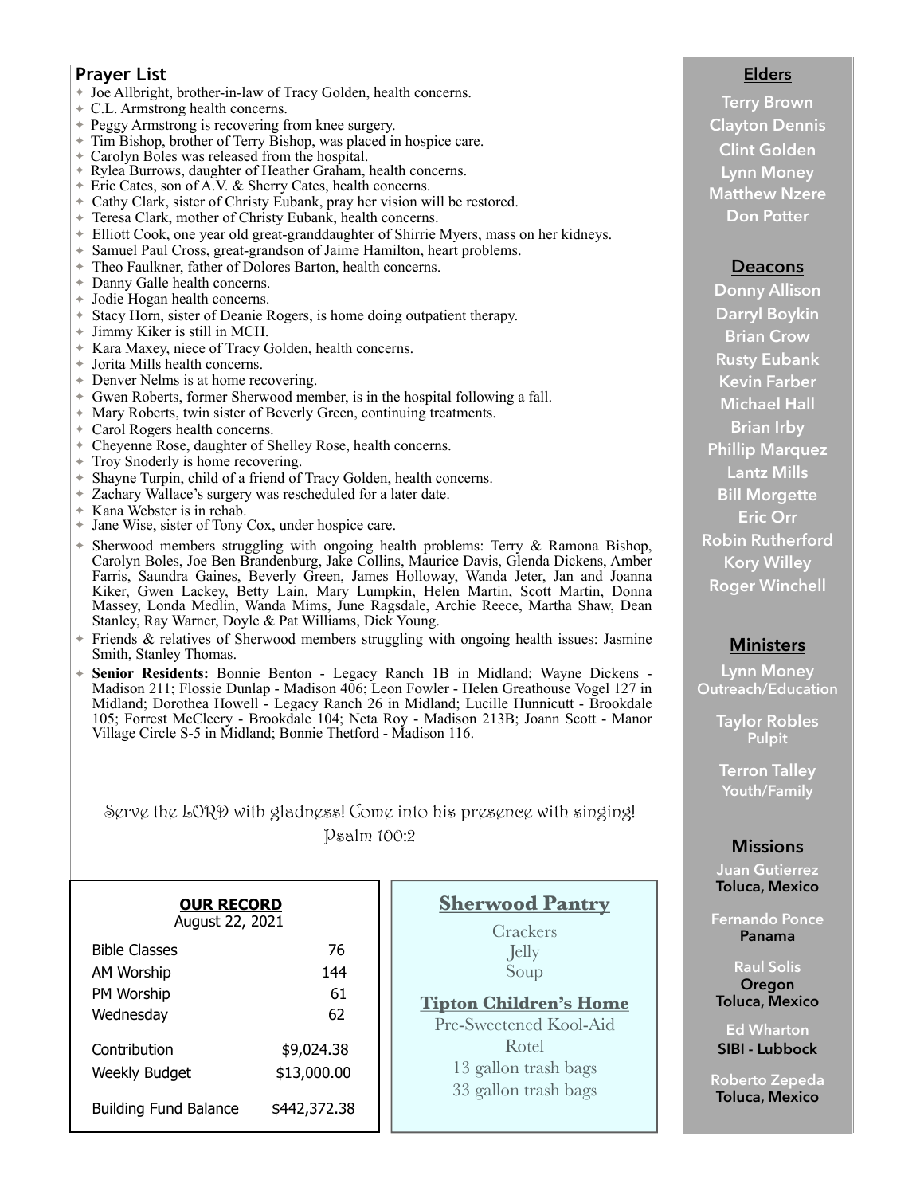## Prayer List

- Joe Allbright, brother-in-law of Tracy Golden, health concerns.
- C.L. Armstrong health concerns.
- Peggy Armstrong is recovering from knee surgery.
- Tim Bishop, brother of Terry Bishop, was placed in hospice care.
- Carolyn Boles was released from the hospital.
- Rylea Burrows, daughter of Heather Graham, health concerns.
- Eric Cates, son of A.V. & Sherry Cates, health concerns.
- Cathy Clark, sister of Christy Eubank, pray her vision will be restored.
- Teresa Clark, mother of Christy Eubank, health concerns.
- Elliott Cook, one year old great-granddaughter of Shirrie Myers, mass on her kidneys.
- Samuel Paul Cross, great-grandson of Jaime Hamilton, heart problems.
- Theo Faulkner, father of Dolores Barton, health concerns.
- Danny Galle health concerns.
- Jodie Hogan health concerns.
- Stacy Horn, sister of Deanie Rogers, is home doing outpatient therapy.
- Jimmy Kiker is still in MCH.
- Kara Maxey, niece of Tracy Golden, health concerns.
- Jorita Mills health concerns.
- Denver Nelms is at home recovering.
- Gwen Roberts, former Sherwood member, is in the hospital following a fall.
- Mary Roberts, twin sister of Beverly Green, continuing treatments.
- Carol Rogers health concerns.
- Cheyenne Rose, daughter of Shelley Rose, health concerns.
- Troy Snoderly is home recovering.
- Shayne Turpin, child of a friend of Tracy Golden, health concerns.
- Zachary Wallace's surgery was rescheduled for a later date.
- Kana Webster is in rehab.
- Jane Wise, sister of Tony Cox, under hospice care.
- Sherwood members struggling with ongoing health problems: Terry & Ramona Bishop, Carolyn Boles, Joe Ben Brandenburg, Jake Collins, Maurice Davis, Glenda Dickens, Amber Farris, Saundra Gaines, Beverly Green, James Holloway, Wanda Jeter, Jan and Joanna Kiker, Gwen Lackey, Betty Lain, Mary Lumpkin, Helen Martin, Scott Martin, Donna Massey, Londa Medlin, Wanda Mims, June Ragsdale, Archie Reece, Martha Shaw, Dean Stanley, Ray Warner, Doyle & Pat Williams, Dick Young.
- Friends & relatives of Sherwood members struggling with ongoing health issues: Jasmine Smith, Stanley Thomas.
- **Senior Residents:** Bonnie Benton - Legacy Ranch 1B in Midland; Wayne Dickens - Madison 211; Flossie Dunlap - Madison 406; Leon Fowler - Helen Greathouse Vogel 127 in Midland; Dorothea Howell - Legacy Ranch 26 in Midland; Lucille Hunnicutt - Brookdale 105; Forrest McCleery - Brookdale 104; Neta Roy - Madison 213B; Joann Scott - Manor Village Circle S-5 in Midland; Bonnie Thetford - Madison 116.

*Serve the LORD with gladness! Come into his presence with singing!*
*Psalm 100:2*

### OUR RECORD
August 22, 2021

| | |
|---|---|
| Bible Classes | 76 |
| AM Worship | 144 |
| PM Worship | 61 |
| Wednesday | 62 |
| Contribution | $9,024.38 |
| Weekly Budget | $13,000.00 |
| Building Fund Balance | $442,372.38 |

### Sherwood Pantry

Crackers
Jelly
Soup

### Tipton Children's Home

Pre-Sweetened Kool-Aid
Rotel
13 gallon trash bags
33 gallon trash bags

### Elders

Terry Brown
Clayton Dennis
Clint Golden
Lynn Money
Matthew Nzere
Don Potter

### Deacons

Donny Allison
Darryl Boykin
Brian Crow
Rusty Eubank
Kevin Farber
Michael Hall
Brian Irby
Phillip Marquez
Lantz Mills
Bill Morgette
Eric Orr
Robin Rutherford
Kory Willey
Roger Winchell

### Ministers

Lynn Money
Outreach/Education

Taylor Robles
Pulpit

Terron Talley
Youth/Family

### Missions

Juan Gutierrez
Toluca, Mexico

Fernando Ponce
Panama

Raul Solis
Oregon
Toluca, Mexico

Ed Wharton
SIBI - Lubbock

Roberto Zepeda
Toluca, Mexico